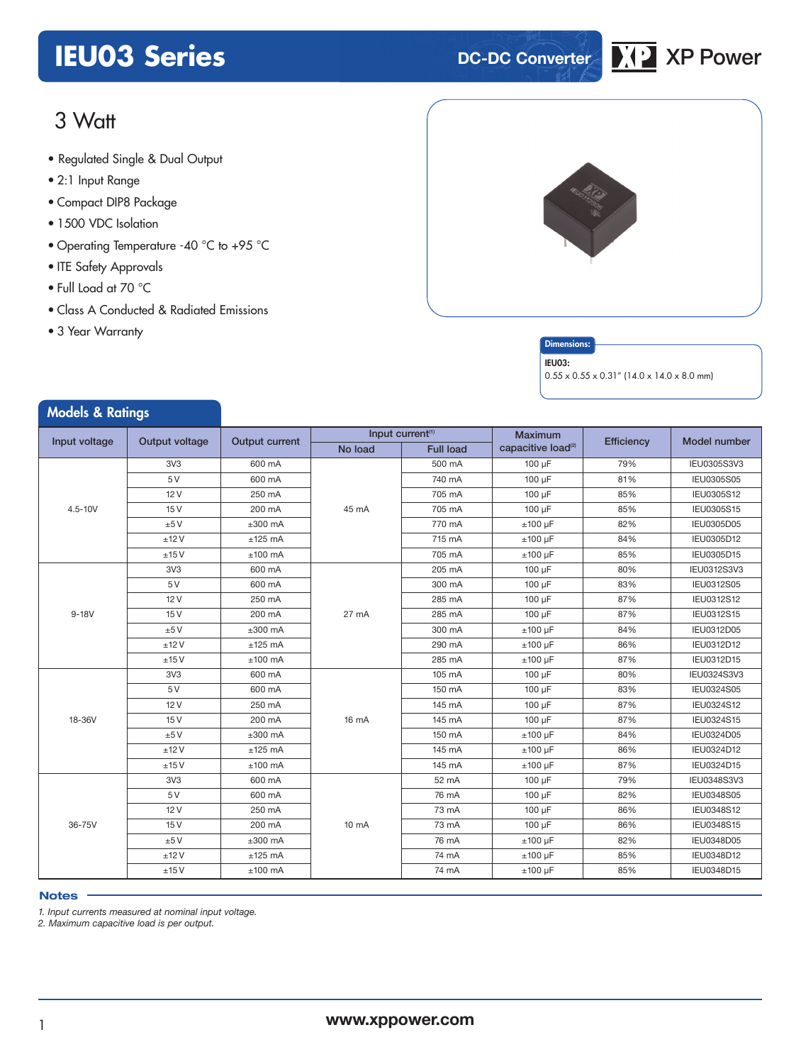# IEU03 Series

DC-DC Converter

XP Power

## 3 Watt

- Regulated Single & Dual Output
- 2:1 Input Range
- Compact DIP8 Package
- 1500 VDC Isolation
- Operating Temperature -40 °C to +95 °C
- ITE Safety Approvals
- Full Load at 70 °C
- Class A Conducted & Radiated Emissions
- 3 Year Warranty

**Dimensions:**

**IEU03:**
0.55 x 0.55 x 0.31" (14.0 x 14.0 x 8.0 mm)

## Models & Ratings

| Input voltage | Output voltage | Output current | Input current[1] | | Maximum capacitive load[2] | Efficiency | Model number |
|---|---|---|---|---|---|---|---|
| | | | No load | Full load | | | |
| 4.5-10V | 3V3 | 600 mA | 45 mA | 500 mA | 100 µF | 79% | IEU0305S3V3 |
| | 5 V | 600 mA | | 740 mA | 100 µF | 81% | IEU0305S05 |
| | 12 V | 250 mA | | 705 mA | 100 µF | 85% | IEU0305S12 |
| | 15 V | 200 mA | | 705 mA | 100 µF | 85% | IEU0305S15 |
| | ±5 V | ±300 mA | | 770 mA | ±100 µF | 82% | IEU0305D05 |
| | ±12 V | ±125 mA | | 715 mA | ±100 µF | 84% | IEU0305D12 |
| | ±15 V | ±100 mA | | 705 mA | ±100 µF | 85% | IEU0305D15 |
| 9-18V | 3V3 | 600 mA | 27 mA | 205 mA | 100 µF | 80% | IEU0312S3V3 |
| | 5 V | 600 mA | | 300 mA | 100 µF | 83% | IEU0312S05 |
| | 12 V | 250 mA | | 285 mA | 100 µF | 87% | IEU0312S12 |
| | 15 V | 200 mA | | 285 mA | 100 µF | 87% | IEU0312S15 |
| | ±5 V | ±300 mA | | 300 mA | ±100 µF | 84% | IEU0312D05 |
| | ±12 V | ±125 mA | | 290 mA | ±100 µF | 86% | IEU0312D12 |
| | ±15 V | ±100 mA | | 285 mA | ±100 µF | 87% | IEU0312D15 |
| 18-36V | 3V3 | 600 mA | 16 mA | 105 mA | 100 µF | 80% | IEU0324S3V3 |
| | 5 V | 600 mA | | 150 mA | 100 µF | 83% | IEU0324S05 |
| | 12 V | 250 mA | | 145 mA | 100 µF | 87% | IEU0324S12 |
| | 15 V | 200 mA | | 145 mA | 100 µF | 87% | IEU0324S15 |
| | ±5 V | ±300 mA | | 150 mA | ±100 µF | 84% | IEU0324D05 |
| | ±12 V | ±125 mA | | 145 mA | ±100 µF | 86% | IEU0324D12 |
| | ±15 V | ±100 mA | | 145 mA | ±100 µF | 87% | IEU0324D15 |
| 36-75V | 3V3 | 600 mA | 10 mA | 52 mA | 100 µF | 79% | IEU0348S3V3 |
| | 5 V | 600 mA | | 76 mA | 100 µF | 82% | IEU0348S05 |
| | 12 V | 250 mA | | 73 mA | 100 µF | 86% | IEU0348S12 |
| | 15 V | 200 mA | | 73 mA | 100 µF | 86% | IEU0348S15 |
| | ±5 V | ±300 mA | | 76 mA | ±100 µF | 82% | IEU0348D05 |
| | ±12 V | ±125 mA | | 74 mA | ±100 µF | 85% | IEU0348D12 |
| | ±15 V | ±100 mA | | 74 mA | ±100 µF | 85% | IEU0348D15 |

**Notes**

1. *Input currents measured at nominal input voltage.*
2. *Maximum capacitive load is per output.*

www.xppower.com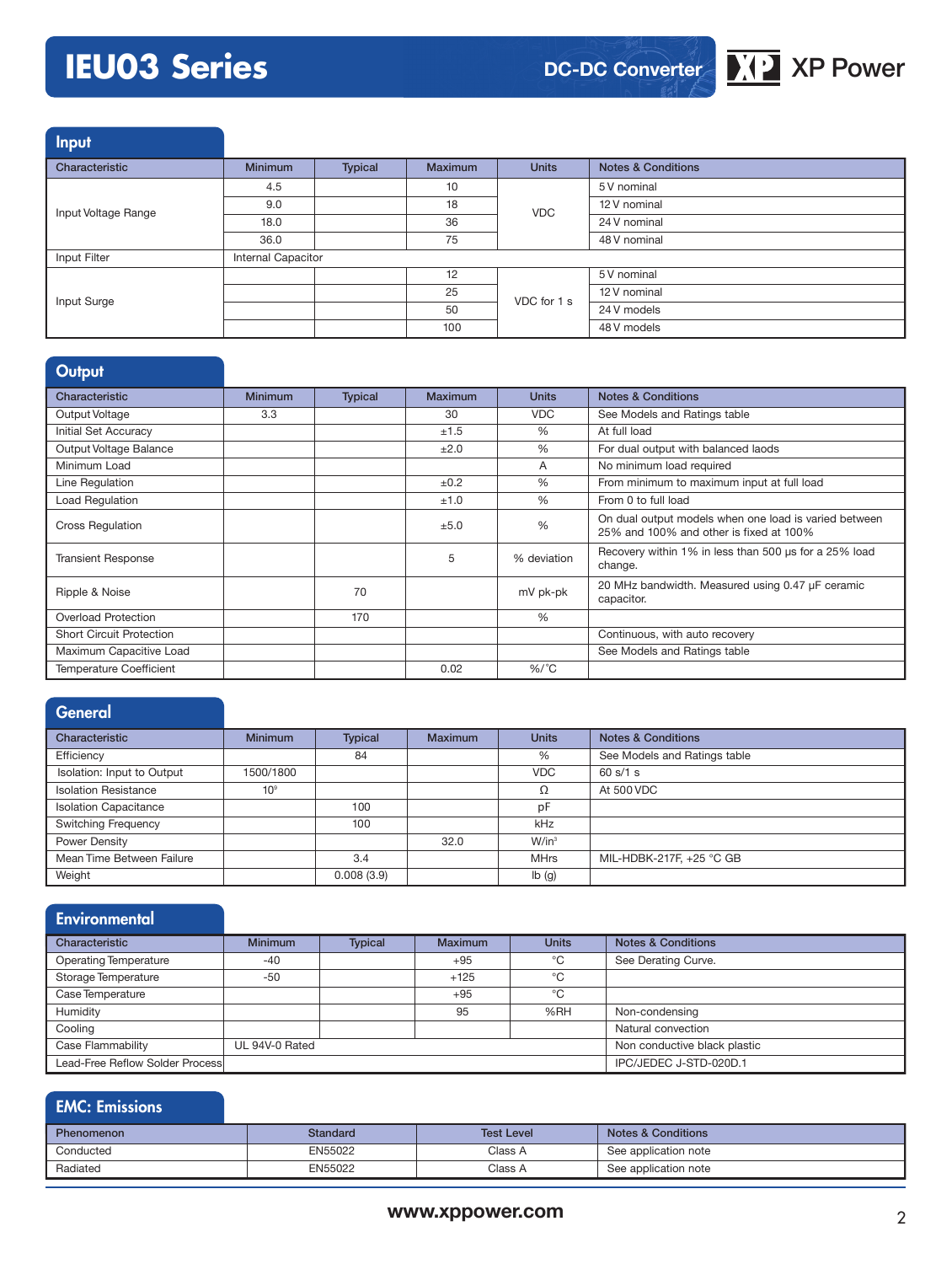# IEU03 Series

DC-DC Converter

XP Power

## Input

| Characteristic | Minimum | Typical | Maximum | Units | Notes & Conditions |
|---|---|---|---|---|---|
| Input Voltage Range | 4.5 | | 10 | VDC | 5 V nominal |
| | 9.0 | | 18 | | 12 V nominal |
| | 18.0 | | 36 | | 24 V nominal |
| | 36.0 | | 75 | | 48 V nominal |
| Input Filter | Internal Capacitor | | | | |
| Input Surge | | | 12 | VDC for 1 s | 5 V nominal |
| | | | 25 | | 12 V nominal |
| | | | 50 | | 24 V models |
| | | | 100 | | 48 V models |

## Output

| Characteristic | Minimum | Typical | Maximum | Units | Notes & Conditions |
|---|---|---|---|---|---|
| Output Voltage | 3.3 | | 30 | VDC | See Models and Ratings table |
| Initial Set Accuracy | | | ±1.5 | % | At full load |
| Output Voltage Balance | | | ±2.0 | % | For dual output with balanced laods |
| Minimum Load | | | | A | No minimum load required |
| Line Regulation | | | ±0.2 | % | From minimum to maximum input at full load |
| Load Regulation | | | ±1.0 | % | From 0 to full load |
| Cross Regulation | | | ±5.0 | % | On dual output models when one load is varied between 25% and 100% and other is fixed at 100% |
| Transient Response | | | 5 | % deviation | Recovery within 1% in less than 500 µs for a 25% load change. |
| Ripple & Noise | | 70 | | mV pk-pk | 20 MHz bandwidth. Measured using 0.47 µF ceramic capacitor. |
| Overload Protection | | 170 | | % | |
| Short Circuit Protection | | | | | Continuous, with auto recovery |
| Maximum Capacitive Load | | | | | See Models and Ratings table |
| Temperature Coefficient | | | 0.02 | %/°C | |

## General

| Characteristic | Minimum | Typical | Maximum | Units | Notes & Conditions |
|---|---|---|---|---|---|
| Efficiency | | 84 | | % | See Models and Ratings table |
| Isolation: Input to Output | 1500/1800 | | | VDC | 60 s/1 s |
| Isolation Resistance | $10^9$ | | | Ω | At 500 VDC |
| Isolation Capacitance | | 100 | | pF | |
| Switching Frequency | | 100 | | kHz | |
| Power Density | | | 32.0 | W/in³ | |
| Mean Time Between Failure | | 3.4 | | MHrs | MIL-HDBK-217F, +25 °C GB |
| Weight | | 0.008 (3.9) | | lb (g) | |

## Environmental

| Characteristic | Minimum | Typical | Maximum | Units | Notes & Conditions |
|---|---|---|---|---|---|
| Operating Temperature | -40 | | +95 | °C | See Derating Curve. |
| Storage Temperature | -50 | | +125 | °C | |
| Case Temperature | | | +95 | °C | |
| Humidity | | | 95 | %RH | Non-condensing |
| Cooling | | | | | Natural convection |
| Case Flammability | UL 94V-0 Rated | | | | Non conductive black plastic |
| Lead-Free Reflow Solder Process | | | | | IPC/JEDEC J-STD-020D.1 |

## EMC: Emissions

| Phenomenon | Standard | Test Level | Notes & Conditions |
|---|---|---|---|
| Conducted | EN55022 | Class A | See application note |
| Radiated | EN55022 | Class A | See application note |

www.xppower.com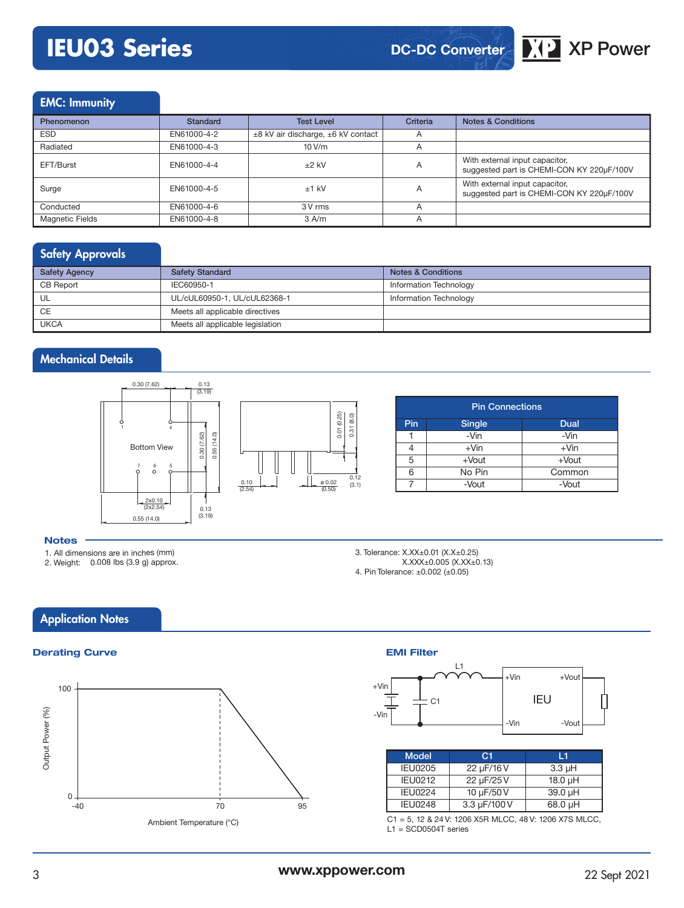# IEU03 Series

DC-DC Converter

XP Power

## EMC: Immunity

| Phenomenon | Standard | Test Level | Criteria | Notes & Conditions |
|---|---|---|---|---|
| ESD | EN61000-4-2 | ±8 kV air discharge, ±6 kV contact | A | |
| Radiated | EN61000-4-3 | 10 V/m | A | |
| EFT/Burst | EN61000-4-4 | ±2 kV | A | With external input capacitor, suggested part is CHEMI-CON KY 220µF/100V |
| Surge | EN61000-4-5 | ±1 kV | A | With external input capacitor, suggested part is CHEMI-CON KY 220µF/100V |
| Conducted | EN61000-4-6 | 3 V rms | A | |
| Magnetic Fields | EN61000-4-8 | 3 A/m | A | |

## Safety Approvals

| Safety Agency | Safety Standard | Notes & Conditions |
|---|---|---|
| CB Report | IEC60950-1 | Information Technology |
| UL | UL/cUL60950-1, UL/cUL62368-1 | Information Technology |
| CE | Meets all applicable directives | |
| UKCA | Meets all applicable legislation | |

## Mechanical Details

0.30 (7.62)
0.13 (3.19)
1
4
Bottom View
7 6 5
0.30 (7.62)
0.55 (14.0)
2x0.10 (2x2.54)
0.55 (14.0)
0.13 (3.19)
0.01 (0.25)
0.31 (8.0)
0.10 (2.54)
ø 0.02 (0.50)
0.12 (3.1)

| Pin Connections | | |
|---|---|---|
| **Pin** | **Single** | **Dual** |
| 1 | -Vin | -Vin |
| 4 | +Vin | +Vin |
| 5 | +Vout | +Vout |
| 6 | No Pin | Common |
| 7 | -Vout | -Vout |

### Notes

1. All dimensions are in inches (mm)
2. Weight: 0.008 lbs (3.9 g) approx.
3. Tolerance: X.XX±0.01 (X.X±0.25)
   X.XXX±0.005 (X.XX±0.13)
4. Pin Tolerance: ±0.002 (±0.05)

## Application Notes

### Derating Curve

100
0
-40
70
95
Output Power (%)
Ambient Temperature (°C)

### EMI Filter

L1
+Vin
-Vin
C1
+Vin
+Vout
IEU
-Vin
-Vout

| Model | C1 | L1 |
|---|---|---|
| IEU0205 | 22 µF/16 V | 3.3 µH |
| IEU0212 | 22 µF/25 V | 18.0 µH |
| IEU0224 | 10 µF/50 V | 39.0 µH |
| IEU0248 | 3.3 µF/100 V | 68.0 µH |

C1 = 5, 12 & 24 V: 1206 X5R MLCC, 48 V: 1206 X7S MLCC,
L1 = SCD0504T series

www.xppower.com

22 Sept 2021